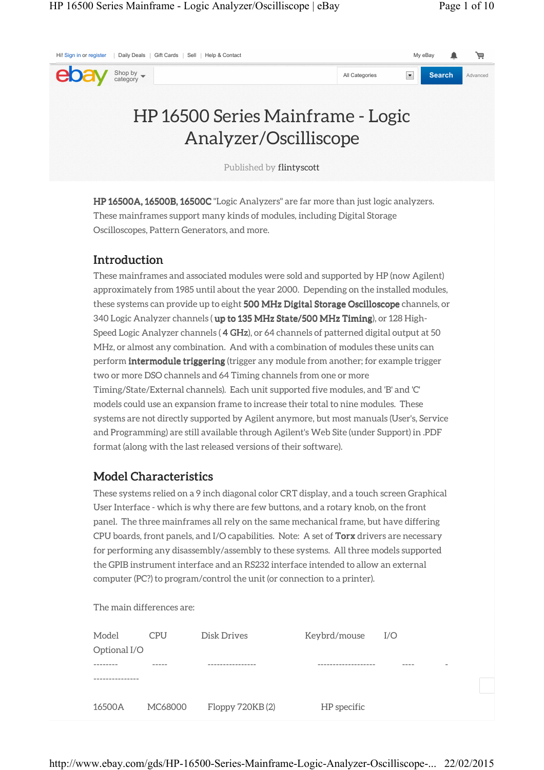# HP 16500 Series Mainframe - Logic Analyzer/Oscilliscope

Published by flintyscott

**HP 16500A, 16500B, 16500C** "Logic Analyzers" are far more than just logic analyzers. These mainframes support many kinds of modules, including Digital Storage Oscilloscopes, Pattern Generators, and more.

## Introduction

These mainframes and associated modules were sold and supported by HP (now Agilent) approximately from 1985 until about the year 2000. Depending on the installed modules, these systems can provide up to eight **500 MHz Digital Storage Oscilloscope** channels, or 340 Logic Analyzer channels ( **up to 135 MHz State/500 MHz Timing**), or 128 High-Speed Logic Analyzer channels ( **4 GHz**), or 64 channels of patterned digital output at 50 MHz, or almost any combination. And with a combination of modules these units can perform **intermodule triggering** (trigger any module from another; for example trigger two or more DSO channels and 64 Timing channels from one or more Timing/State/External channels). Each unit supported five modules, and 'B' and 'C' models could use an expansion frame to increase their total to nine modules. These systems are not directly supported by Agilent anymore, but most manuals (User's, Service and Programming) are still available through Agilent's Web Site (under Support) in .PDF format (along with the last released versions of their software).

## Model Characteristics

These systems relied on a 9 inch diagonal color CRT display, and a touch screen Graphical User Interface - which is why there are few buttons, and a rotary knob, on the front panel. The three mainframes all rely on the same mechanical frame, but have differing CPU boards, front panels, and I/O capabilities. Note: A set of **Torx** drivers are necessary for performing any disassembly/assembly to these systems. All three models supported the GPIB instrument interface and an RS232 interface intended to allow an external computer (PC?) to program/control the unit (or connection to a printer).

The main differences are:

| Model | CPU | Disk Drives | Keybrd/mouse | I/O | Optional I/O |
|---|---|---|---|---|---|
| 16500A | MC68000 | Floppy 720KB (2) | HP specific | | |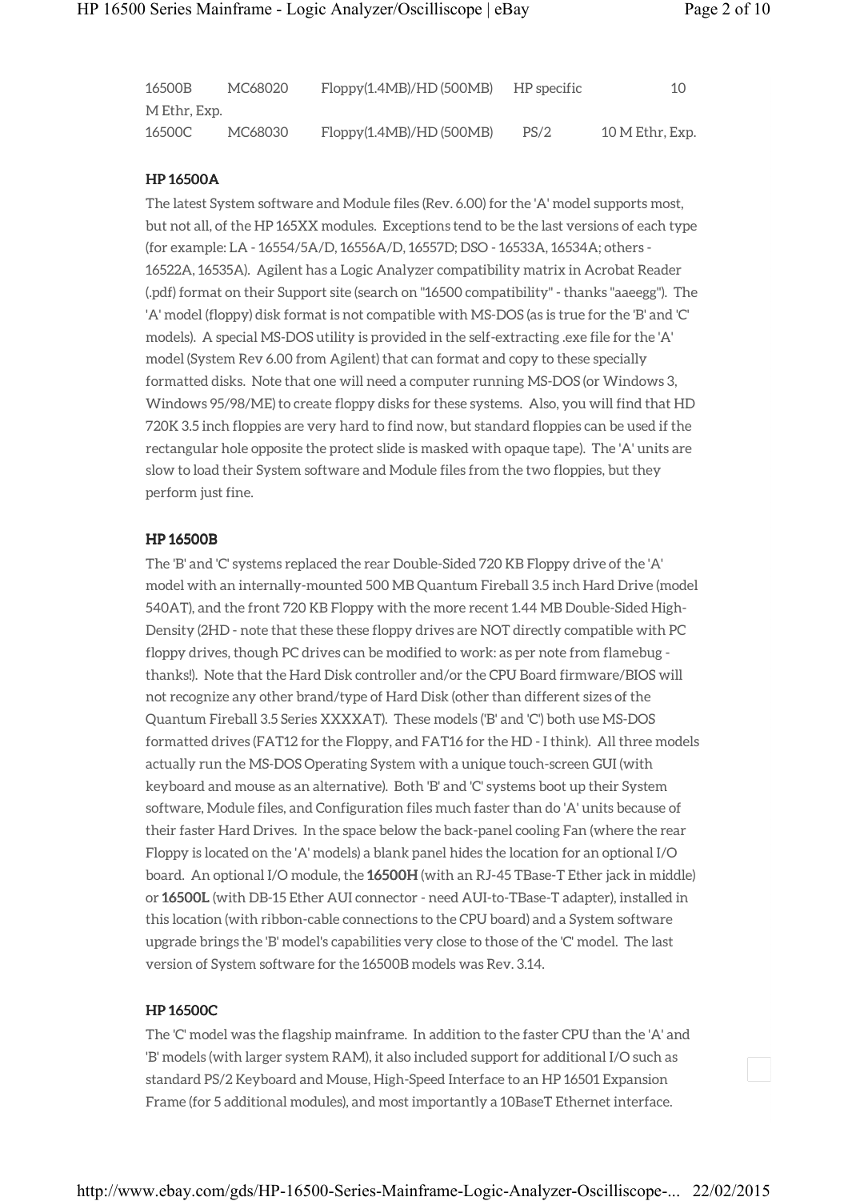| | | | | |
|---|---|---|---|---|
| 16500B | MC68020 | Floppy(1.4MB)/HD (500MB) | HP specific | 10 M Ethr, Exp. |
| 16500C | MC68030 | Floppy(1.4MB)/HD (500MB) | PS/2 | 10 M Ethr, Exp. |

### HP 16500A

The latest System software and Module files (Rev. 6.00) for the 'A' model supports most, but not all, of the HP 165XX modules. Exceptions tend to be the last versions of each type (for example: LA - 16554/5A/D, 16556A/D, 16557D; DSO - 16533A, 16534A; others - 16522A, 16535A). Agilent has a Logic Analyzer compatibility matrix in Acrobat Reader (.pdf) format on their Support site (search on "16500 compatibility" - thanks "aaeegg"). The 'A' model (floppy) disk format is not compatible with MS-DOS (as is true for the 'B' and 'C' models). A special MS-DOS utility is provided in the self-extracting .exe file for the 'A' model (System Rev 6.00 from Agilent) that can format and copy to these specially formatted disks. Note that one will need a computer running MS-DOS (or Windows 3, Windows 95/98/ME) to create floppy disks for these systems. Also, you will find that HD 720K 3.5 inch floppies are very hard to find now, but standard floppies can be used if the rectangular hole opposite the protect slide is masked with opaque tape). The 'A' units are slow to load their System software and Module files from the two floppies, but they perform just fine.

### HP 16500B

The 'B' and 'C' systems replaced the rear Double-Sided 720 KB Floppy drive of the 'A' model with an internally-mounted 500 MB Quantum Fireball 3.5 inch Hard Drive (model 540AT), and the front 720 KB Floppy with the more recent 1.44 MB Double-Sided High-Density (2HD - note that these these floppy drives are NOT directly compatible with PC floppy drives, though PC drives can be modified to work: as per note from flamebug - thanks!). Note that the Hard Disk controller and/or the CPU Board firmware/BIOS will not recognize any other brand/type of Hard Disk (other than different sizes of the Quantum Fireball 3.5 Series XXXXAT). These models ('B' and 'C') both use MS-DOS formatted drives (FAT12 for the Floppy, and FAT16 for the HD - I think). All three models actually run the MS-DOS Operating System with a unique touch-screen GUI (with keyboard and mouse as an alternative). Both 'B' and 'C' systems boot up their System software, Module files, and Configuration files much faster than do 'A' units because of their faster Hard Drives. In the space below the back-panel cooling Fan (where the rear Floppy is located on the 'A' models) a blank panel hides the location for an optional I/O board. An optional I/O module, the **16500H** (with an RJ-45 TBase-T Ether jack in middle) or **16500L** (with DB-15 Ether AUI connector - need AUI-to-TBase-T adapter), installed in this location (with ribbon-cable connections to the CPU board) and a System software upgrade brings the 'B' model's capabilities very close to those of the 'C' model. The last version of System software for the 16500B models was Rev. 3.14.

### HP 16500C

The 'C' model was the flagship mainframe. In addition to the faster CPU than the 'A' and 'B' models (with larger system RAM), it also included support for additional I/O such as standard PS/2 Keyboard and Mouse, High-Speed Interface to an HP 16501 Expansion Frame (for 5 additional modules), and most importantly a 10BaseT Ethernet interface.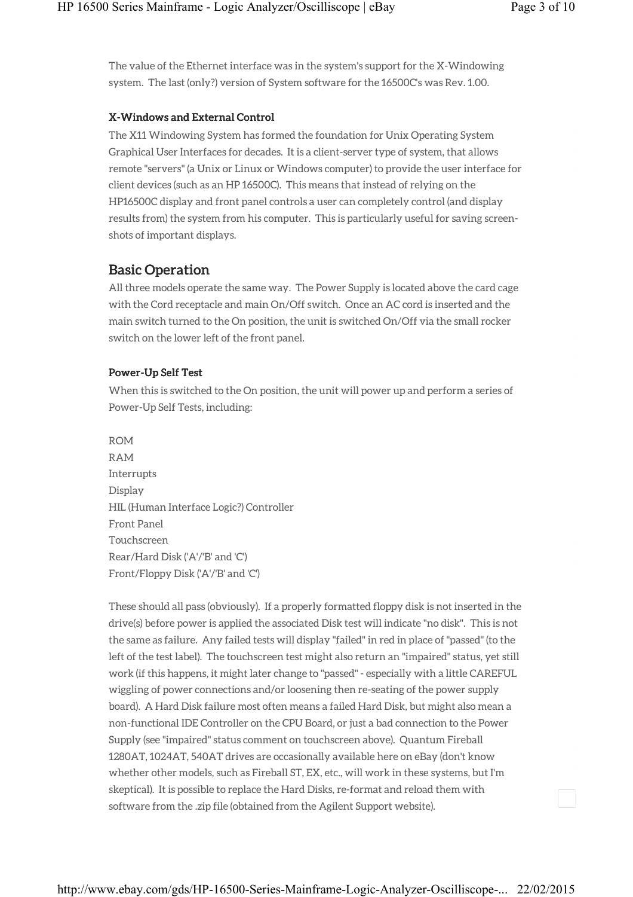The value of the Ethernet interface was in the system's support for the X-Windowing system. The last (only?) version of System software for the 16500C's was Rev. 1.00.

### X-Windows and External Control

The X11 Windowing System has formed the foundation for Unix Operating System Graphical User Interfaces for decades. It is a client-server type of system, that allows remote "servers" (a Unix or Linux or Windows computer) to provide the user interface for client devices (such as an HP 16500C). This means that instead of relying on the HP16500C display and front panel controls a user can completely control (and display results from) the system from his computer. This is particularly useful for saving screen-shots of important displays.

## Basic Operation

All three models operate the same way. The Power Supply is located above the card cage with the Cord receptacle and main On/Off switch. Once an AC cord is inserted and the main switch turned to the On position, the unit is switched On/Off via the small rocker switch on the lower left of the front panel.

### Power-Up Self Test

When this is switched to the On position, the unit will power up and perform a series of Power-Up Self Tests, including:

ROM
RAM
Interrupts
Display
HIL (Human Interface Logic?) Controller
Front Panel
Touchscreen
Rear/Hard Disk ('A'/'B' and 'C')
Front/Floppy Disk ('A'/'B' and 'C')

These should all pass (obviously). If a properly formatted floppy disk is not inserted in the drive(s) before power is applied the associated Disk test will indicate "no disk". This is not the same as failure. Any failed tests will display "failed" in red in place of "passed" (to the left of the test label). The touchscreen test might also return an "impaired" status, yet still work (if this happens, it might later change to "passed" - especially with a little CAREFUL wiggling of power connections and/or loosening then re-seating of the power supply board). A Hard Disk failure most often means a failed Hard Disk, but might also mean a non-functional IDE Controller on the CPU Board, or just a bad connection to the Power Supply (see "impaired" status comment on touchscreen above). Quantum Fireball 1280AT, 1024AT, 540AT drives are occasionally available here on eBay (don't know whether other models, such as Fireball ST, EX, etc., will work in these systems, but I'm skeptical). It is possible to replace the Hard Disks, re-format and reload them with software from the .zip file (obtained from the Agilent Support website).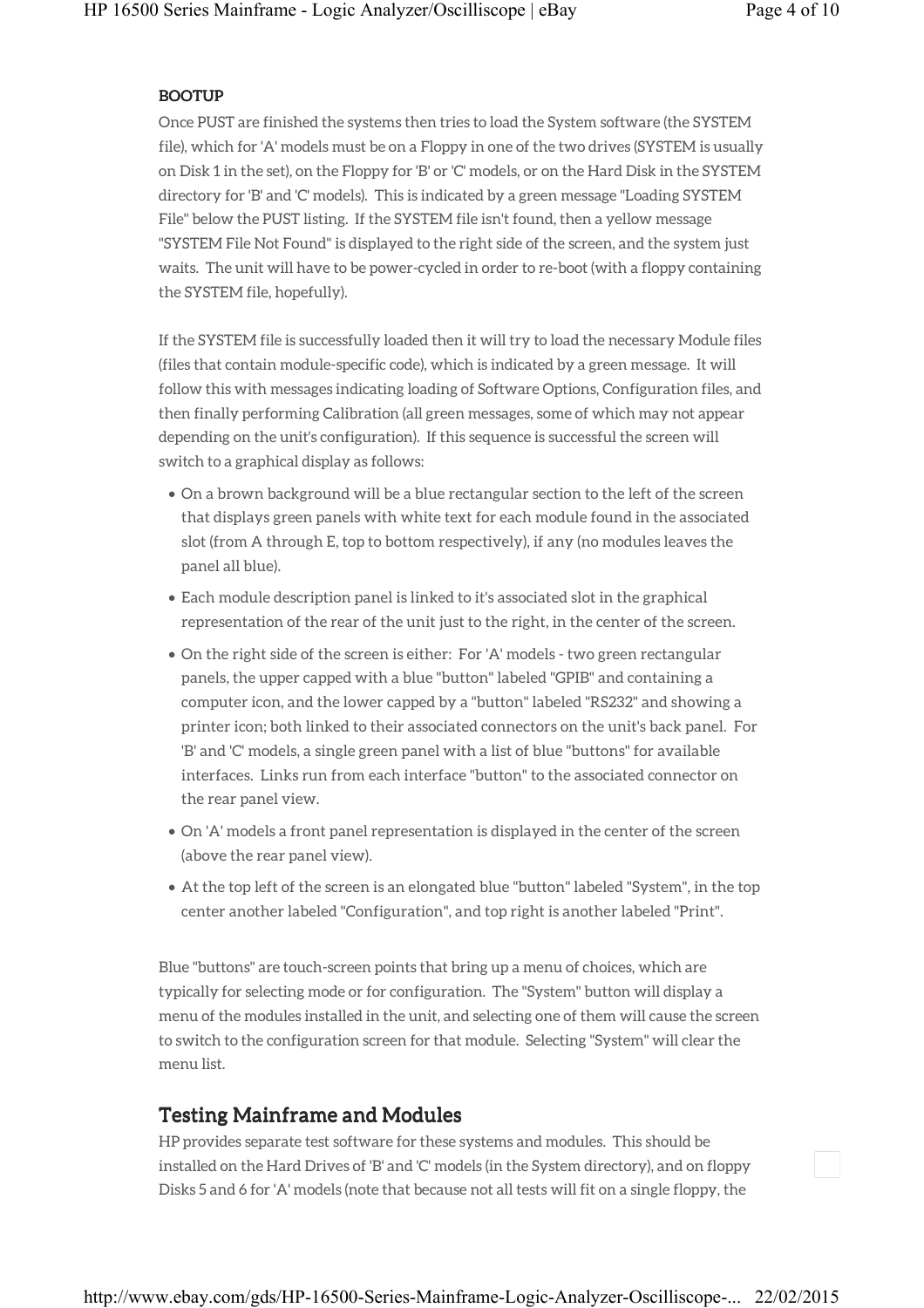**BOOTUP**

Once PUST are finished the systems then tries to load the System software (the SYSTEM file), which for 'A' models must be on a Floppy in one of the two drives (SYSTEM is usually on Disk 1 in the set), on the Floppy for 'B' or 'C' models, or on the Hard Disk in the SYSTEM directory for 'B' and 'C' models). This is indicated by a green message "Loading SYSTEM File" below the PUST listing. If the SYSTEM file isn't found, then a yellow message "SYSTEM File Not Found" is displayed to the right side of the screen, and the system just waits. The unit will have to be power-cycled in order to re-boot (with a floppy containing the SYSTEM file, hopefully).

If the SYSTEM file is successfully loaded then it will try to load the necessary Module files (files that contain module-specific code), which is indicated by a green message. It will follow this with messages indicating loading of Software Options, Configuration files, and then finally performing Calibration (all green messages, some of which may not appear depending on the unit's configuration). If this sequence is successful the screen will switch to a graphical display as follows:

- On a brown background will be a blue rectangular section to the left of the screen that displays green panels with white text for each module found in the associated slot (from A through E, top to bottom respectively), if any (no modules leaves the panel all blue).
- Each module description panel is linked to it's associated slot in the graphical representation of the rear of the unit just to the right, in the center of the screen.
- On the right side of the screen is either: For 'A' models - two green rectangular panels, the upper capped with a blue "button" labeled "GPIB" and containing a computer icon, and the lower capped by a "button" labeled "RS232" and showing a printer icon; both linked to their associated connectors on the unit's back panel. For 'B' and 'C' models, a single green panel with a list of blue "buttons" for available interfaces. Links run from each interface "button" to the associated connector on the rear panel view.
- On 'A' models a front panel representation is displayed in the center of the screen (above the rear panel view).
- At the top left of the screen is an elongated blue "button" labeled "System", in the top center another labeled "Configuration", and top right is another labeled "Print".

Blue "buttons" are touch-screen points that bring up a menu of choices, which are typically for selecting mode or for configuration. The "System" button will display a menu of the modules installed in the unit, and selecting one of them will cause the screen to switch to the configuration screen for that module. Selecting "System" will clear the menu list.

## Testing Mainframe and Modules

HP provides separate test software for these systems and modules. This should be installed on the Hard Drives of 'B' and 'C' models (in the System directory), and on floppy Disks 5 and 6 for 'A' models (note that because not all tests will fit on a single floppy, the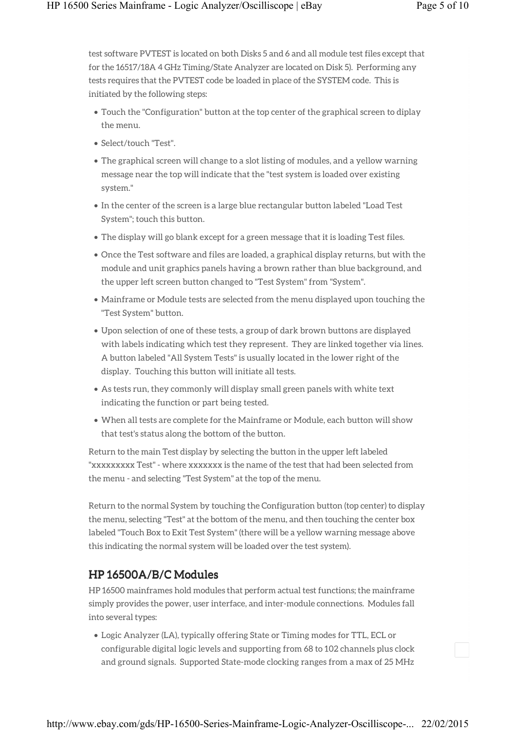test software PVTEST is located on both Disks 5 and 6 and all module test files except that for the 16517/18A 4 GHz Timing/State Analyzer are located on Disk 5). Performing any tests requires that the PVTEST code be loaded in place of the SYSTEM code. This is initiated by the following steps:

- Touch the "Configuration" button at the top center of the graphical screen to diplay the menu.
- Select/touch "Test".
- The graphical screen will change to a slot listing of modules, and a yellow warning message near the top will indicate that the "test system is loaded over existing system."
- In the center of the screen is a large blue rectangular button labeled "Load Test System"; touch this button.
- The display will go blank except for a green message that it is loading Test files.
- Once the Test software and files are loaded, a graphical display returns, but with the module and unit graphics panels having a brown rather than blue background, and the upper left screen button changed to "Test System" from "System".
- Mainframe or Module tests are selected from the menu displayed upon touching the "Test System" button.
- Upon selection of one of these tests, a group of dark brown buttons are displayed with labels indicating which test they represent. They are linked together via lines. A button labeled "All System Tests" is usually located in the lower right of the display. Touching this button will initiate all tests.
- As tests run, they commonly will display small green panels with white text indicating the function or part being tested.
- When all tests are complete for the Mainframe or Module, each button will show that test's status along the bottom of the button.

Return to the main Test display by selecting the button in the upper left labeled "xxxxxxxxx Test" - where xxxxxxx is the name of the test that had been selected from the menu - and selecting "Test System" at the top of the menu.

Return to the normal System by touching the Configuration button (top center) to display the menu, selecting "Test" at the bottom of the menu, and then touching the center box labeled "Touch Box to Exit Test System" (there will be a yellow warning message above this indicating the normal system will be loaded over the test system).

## HP 16500A/B/C Modules

HP 16500 mainframes hold modules that perform actual test functions; the mainframe simply provides the power, user interface, and inter-module connections. Modules fall into several types:

- Logic Analyzer (LA), typically offering State or Timing modes for TTL, ECL or configurable digital logic levels and supporting from 68 to 102 channels plus clock and ground signals. Supported State-mode clocking ranges from a max of 25 MHz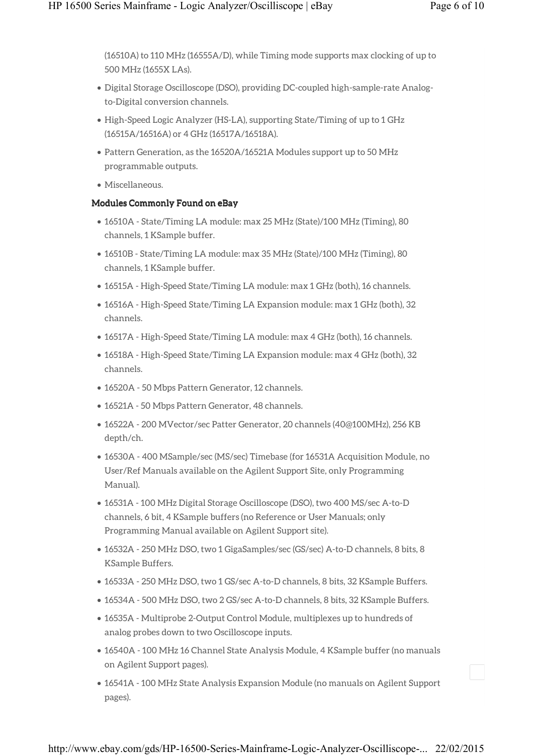(16510A) to 110 MHz (16555A/D), while Timing mode supports max clocking of up to 500 MHz (1655X LAs).

- Digital Storage Oscilloscope (DSO), providing DC-coupled high-sample-rate Analog-to-Digital conversion channels.
- High-Speed Logic Analyzer (HS-LA), supporting State/Timing of up to 1 GHz (16515A/16516A) or 4 GHz (16517A/16518A).
- Pattern Generation, as the 16520A/16521A Modules support up to 50 MHz programmable outputs.
- Miscellaneous.

### Modules Commonly Found on eBay

- 16510A - State/Timing LA module: max 25 MHz (State)/100 MHz (Timing), 80 channels, 1 KSample buffer.
- 16510B - State/Timing LA module: max 35 MHz (State)/100 MHz (Timing), 80 channels, 1 KSample buffer.
- 16515A - High-Speed State/Timing LA module: max 1 GHz (both), 16 channels.
- 16516A - High-Speed State/Timing LA Expansion module: max 1 GHz (both), 32 channels.
- 16517A - High-Speed State/Timing LA module: max 4 GHz (both), 16 channels.
- 16518A - High-Speed State/Timing LA Expansion module: max 4 GHz (both), 32 channels.
- 16520A - 50 Mbps Pattern Generator, 12 channels.
- 16521A - 50 Mbps Pattern Generator, 48 channels.
- 16522A - 200 MVector/sec Patter Generator, 20 channels (40@100MHz), 256 KB depth/ch.
- 16530A - 400 MSample/sec (MS/sec) Timebase (for 16531A Acquisition Module, no User/Ref Manuals available on the Agilent Support Site, only Programming Manual).
- 16531A - 100 MHz Digital Storage Oscilloscope (DSO), two 400 MS/sec A-to-D channels, 6 bit, 4 KSample buffers (no Reference or User Manuals; only Programming Manual available on Agilent Support site).
- 16532A - 250 MHz DSO, two 1 GigaSamples/sec (GS/sec) A-to-D channels, 8 bits, 8 KSample Buffers.
- 16533A - 250 MHz DSO, two 1 GS/sec A-to-D channels, 8 bits, 32 KSample Buffers.
- 16534A - 500 MHz DSO, two 2 GS/sec A-to-D channels, 8 bits, 32 KSample Buffers.
- 16535A - Multiprobe 2-Output Control Module, multiplexes up to hundreds of analog probes down to two Oscilloscope inputs.
- 16540A - 100 MHz 16 Channel State Analysis Module, 4 KSample buffer (no manuals on Agilent Support pages).
- 16541A - 100 MHz State Analysis Expansion Module (no manuals on Agilent Support pages).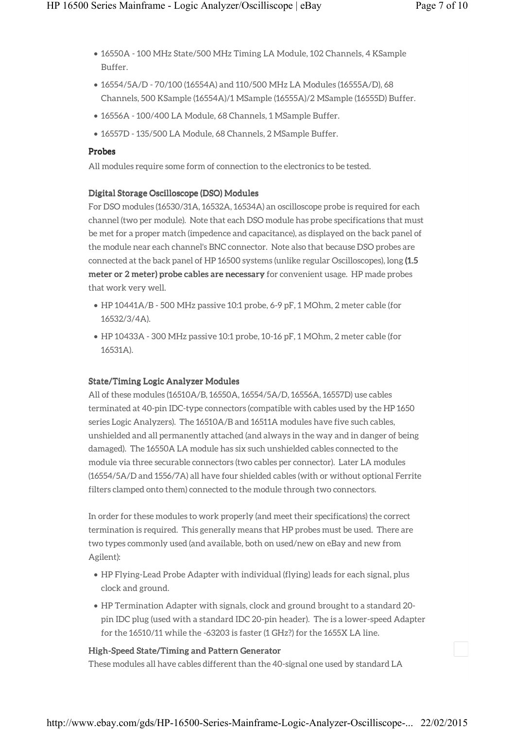- 16550A - 100 MHz State/500 MHz Timing LA Module, 102 Channels, 4 KSample Buffer.
- 16554/5A/D - 70/100 (16554A) and 110/500 MHz LA Modules (16555A/D), 68 Channels, 500 KSample (16554A)/1 MSample (16555A)/2 MSample (16555D) Buffer.
- 16556A - 100/400 LA Module, 68 Channels, 1 MSample Buffer.
- 16557D - 135/500 LA Module, 68 Channels, 2 MSample Buffer.

### Probes

All modules require some form of connection to the electronics to be tested.

#### Digital Storage Oscilloscope (DSO) Modules

For DSO modules (16530/31A, 16532A, 16534A) an oscilloscope probe is required for each channel (two per module). Note that each DSO module has probe specifications that must be met for a proper match (impedence and capacitance), as displayed on the back panel of the module near each channel's BNC connector. Note also that because DSO probes are connected at the back panel of HP 16500 systems (unlike regular Oscilloscopes), long **(1.5 meter or 2 meter) probe cables are necessary** for convenient usage. HP made probes that work very well.

- HP 10441A/B - 500 MHz passive 10:1 probe, 6-9 pF, 1 MOhm, 2 meter cable (for 16532/3/4A).
- HP 10433A - 300 MHz passive 10:1 probe, 10-16 pF, 1 MOhm, 2 meter cable (for 16531A).

#### State/Timing Logic Analyzer Modules

All of these modules (16510A/B, 16550A, 16554/5A/D, 16556A, 16557D) use cables terminated at 40-pin IDC-type connectors (compatible with cables used by the HP 1650 series Logic Analyzers). The 16510A/B and 16511A modules have five such cables, unshielded and all permanently attached (and always in the way and in danger of being damaged). The 16550A LA module has six such unshielded cables connected to the module via three securable connectors (two cables per connector). Later LA modules (16554/5A/D and 1556/7A) all have four shielded cables (with or without optional Ferrite filters clamped onto them) connected to the module through two connectors.

In order for these modules to work properly (and meet their specifications) the correct termination is required. This generally means that HP probes must be used. There are two types commonly used (and available, both on used/new on eBay and new from Agilent):

- HP Flying-Lead Probe Adapter with individual (flying) leads for each signal, plus clock and ground.
- HP Termination Adapter with signals, clock and ground brought to a standard 20-pin IDC plug (used with a standard IDC 20-pin header). The is a lower-speed Adapter for the 16510/11 while the -63203 is faster (1 GHz?) for the 1655X LA line.

#### High-Speed State/Timing and Pattern Generator

These modules all have cables different than the 40-signal one used by standard LA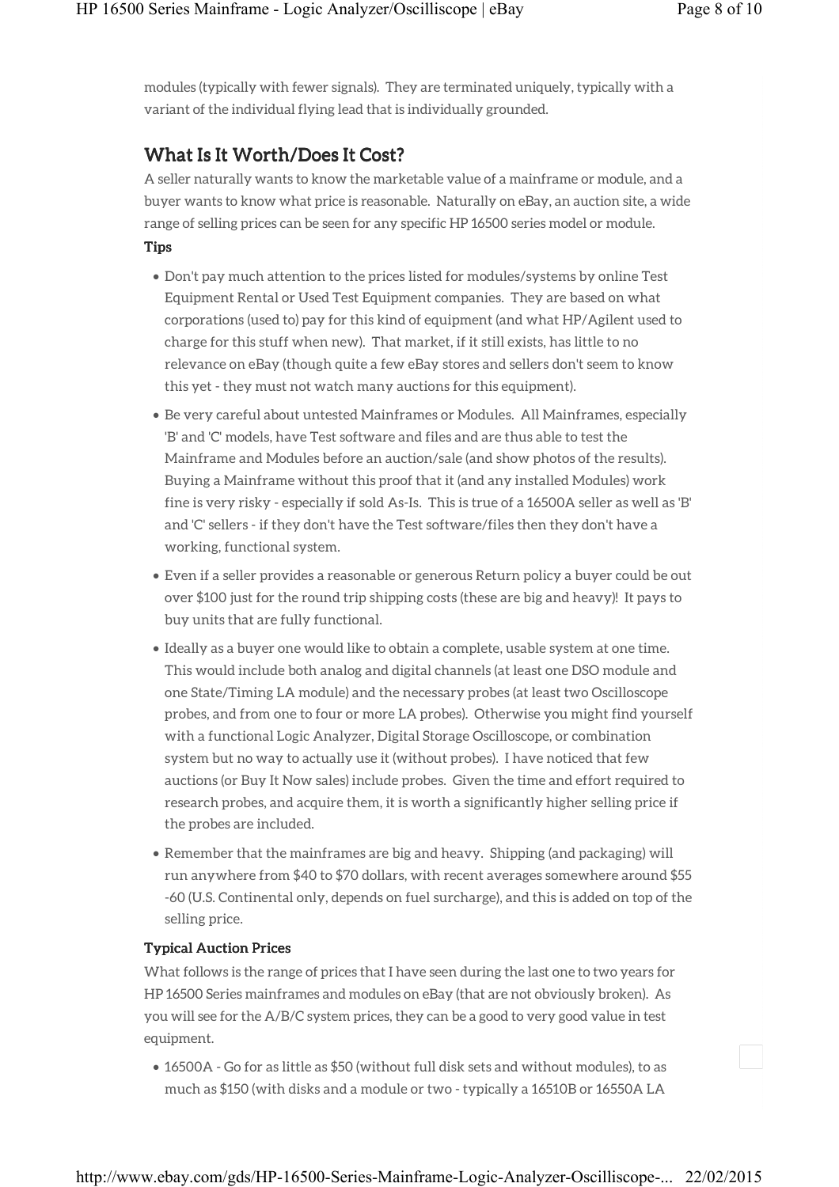modules (typically with fewer signals). They are terminated uniquely, typically with a variant of the individual flying lead that is individually grounded.

## What Is It Worth/Does It Cost?

A seller naturally wants to know the marketable value of a mainframe or module, and a buyer wants to know what price is reasonable. Naturally on eBay, an auction site, a wide range of selling prices can be seen for any specific HP 16500 series model or module.

**Tips**

- Don't pay much attention to the prices listed for modules/systems by online Test Equipment Rental or Used Test Equipment companies. They are based on what corporations (used to) pay for this kind of equipment (and what HP/Agilent used to charge for this stuff when new). That market, if it still exists, has little to no relevance on eBay (though quite a few eBay stores and sellers don't seem to know this yet - they must not watch many auctions for this equipment).
- Be very careful about untested Mainframes or Modules. All Mainframes, especially 'B' and 'C' models, have Test software and files and are thus able to test the Mainframe and Modules before an auction/sale (and show photos of the results). Buying a Mainframe without this proof that it (and any installed Modules) work fine is very risky - especially if sold As-Is. This is true of a 16500A seller as well as 'B' and 'C' sellers - if they don't have the Test software/files then they don't have a working, functional system.
- Even if a seller provides a reasonable or generous Return policy a buyer could be out over $100 just for the round trip shipping costs (these are big and heavy)! It pays to buy units that are fully functional.
- Ideally as a buyer one would like to obtain a complete, usable system at one time. This would include both analog and digital channels (at least one DSO module and one State/Timing LA module) and the necessary probes (at least two Oscilloscope probes, and from one to four or more LA probes). Otherwise you might find yourself with a functional Logic Analyzer, Digital Storage Oscilloscope, or combination system but no way to actually use it (without probes). I have noticed that few auctions (or Buy It Now sales) include probes. Given the time and effort required to research probes, and acquire them, it is worth a significantly higher selling price if the probes are included.
- Remember that the mainframes are big and heavy. Shipping (and packaging) will run anywhere from $40 to $70 dollars, with recent averages somewhere around $55 -60 (U.S. Continental only, depends on fuel surcharge), and this is added on top of the selling price.

**Typical Auction Prices**

What follows is the range of prices that I have seen during the last one to two years for HP 16500 Series mainframes and modules on eBay (that are not obviously broken). As you will see for the A/B/C system prices, they can be a good to very good value in test equipment.

- 16500A - Go for as little as $50 (without full disk sets and without modules), to as much as $150 (with disks and a module or two - typically a 16510B or 16550A LA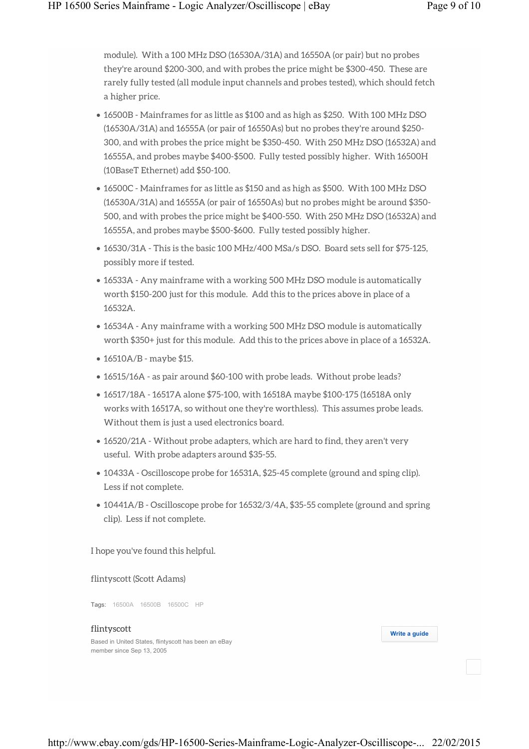module). With a 100 MHz DSO (16530A/31A) and 16550A (or pair) but no probes they're around $200-300, and with probes the price might be $300-450. These are rarely fully tested (all module input channels and probes tested), which should fetch a higher price.

- 16500B - Mainframes for as little as $100 and as high as $250. With 100 MHz DSO (16530A/31A) and 16555A (or pair of 16550As) but no probes they're around $250-300, and with probes the price might be $350-450. With 250 MHz DSO (16532A) and 16555A, and probes maybe $400-$500. Fully tested possibly higher. With 16500H (10BaseT Ethernet) add $50-100.
- 16500C - Mainframes for as little as $150 and as high as $500. With 100 MHz DSO (16530A/31A) and 16555A (or pair of 16550As) but no probes might be around $350-500, and with probes the price might be $400-550. With 250 MHz DSO (16532A) and 16555A, and probes maybe $500-$600. Fully tested possibly higher.
- 16530/31A - This is the basic 100 MHz/400 MSa/s DSO. Board sets sell for $75-125, possibly more if tested.
- 16533A - Any mainframe with a working 500 MHz DSO module is automatically worth $150-200 just for this module. Add this to the prices above in place of a 16532A.
- 16534A - Any mainframe with a working 500 MHz DSO module is automatically worth $350+ just for this module. Add this to the prices above in place of a 16532A.
- 16510A/B - maybe $15.
- 16515/16A - as pair around $60-100 with probe leads. Without probe leads?
- 16517/18A - 16517A alone $75-100, with 16518A maybe $100-175 (16518A only works with 16517A, so without one they're worthless). This assumes probe leads. Without them is just a used electronics board.
- 16520/21A - Without probe adapters, which are hard to find, they aren't very useful. With probe adapters around $35-55.
- 10433A - Oscilloscope probe for 16531A, $25-45 complete (ground and sping clip). Less if not complete.
- 10441A/B - Oscilloscope probe for 16532/3/4A, $35-55 complete (ground and spring clip). Less if not complete.

I hope you've found this helpful.

flintyscott (Scott Adams)

Tags: 16500A 16500B 16500C HP

flintyscott

Based in United States, flintyscott has been an eBay member since Sep 13, 2005

Write a guide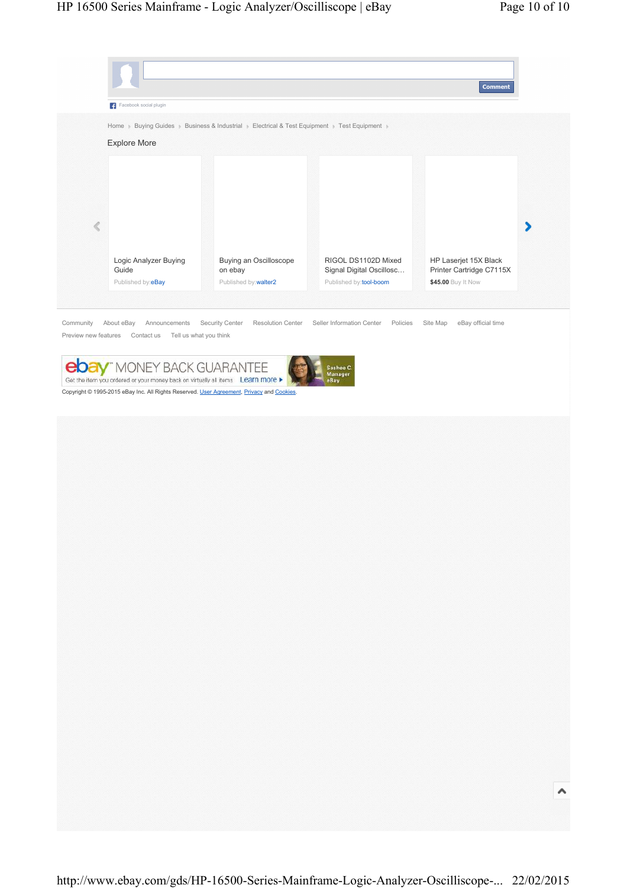Comment

Facebook social plugin

Home › Buying Guides › Business & Industrial › Electrical & Test Equipment › Test Equipment ›

## Explore More

Logic Analyzer Buying Guide
Published by:eBay

Buying an Oscilloscope on ebay
Published by:walter2

RIGOL DS1102D Mixed Signal Digital Oscillosc…
Published by:tool-boom

HP Laserjet 15X Black Printer Cartridge C7115X
**$45.00** Buy It Now

Community About eBay Announcements Security Center Resolution Center Seller Information Center Policies Site Map eBay official time Preview new features Contact us Tell us what you think

ebay MONEY BACK GUARANTEE
Get the item you ordered or your money back on virtually all items Learn more ▸
Sashee C. Manager eBay

Copyright © 1995-2015 eBay Inc. All Rights Reserved. User Agreement, Privacy and Cookies.